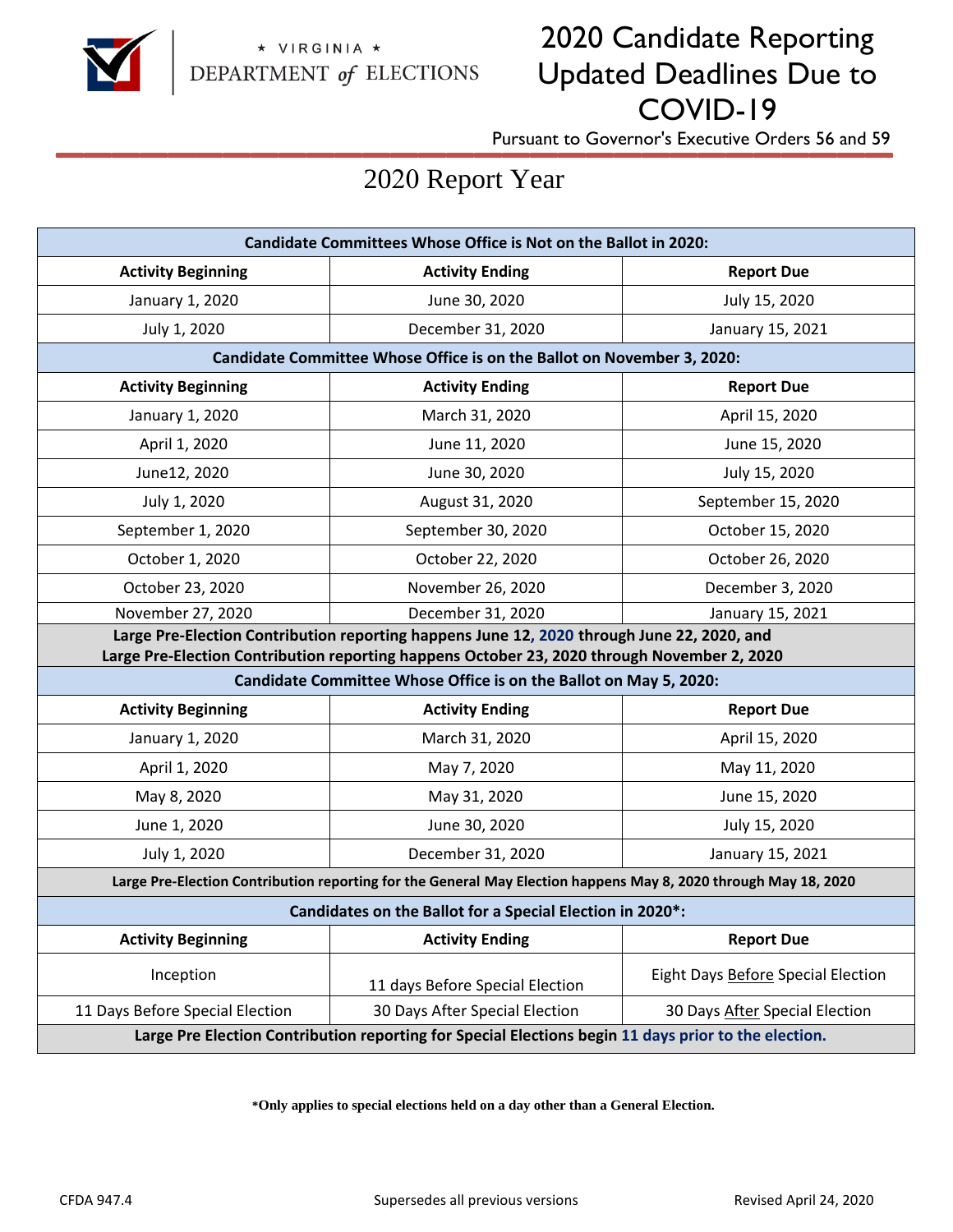VIRGINIA DEPARTMENT of ELECTIONS

# 2020 Candidate Reporting Updated Deadlines Due to COVID-19

Pursuant to Governor's Executive Orders 56 and 59

## 2020 Report Year

| **Candidate Committees Whose Office is Not on the Ballot in 2020:** | | |
|---|---|---|
| **Activity Beginning** | **Activity Ending** | **Report Due** |
| January 1, 2020 | June 30, 2020 | July 15, 2020 |
| July 1, 2020 | December 31, 2020 | January 15, 2021 |
| **Candidate Committee Whose Office is on the Ballot on November 3, 2020:** | | |
| **Activity Beginning** | **Activity Ending** | **Report Due** |
| January 1, 2020 | March 31, 2020 | April 15, 2020 |
| April 1, 2020 | June 11, 2020 | June 15, 2020 |
| June12, 2020 | June 30, 2020 | July 15, 2020 |
| July 1, 2020 | August 31, 2020 | September 15, 2020 |
| September 1, 2020 | September 30, 2020 | October 15, 2020 |
| October 1, 2020 | October 22, 2020 | October 26, 2020 |
| October 23, 2020 | November 26, 2020 | December 3, 2020 |
| November 27, 2020 | December 31, 2020 | January 15, 2021 |
| **Large Pre-Election Contribution reporting happens June 12, 2020 through June 22, 2020, and Large Pre-Election Contribution reporting happens October 23, 2020 through November 2, 2020** | | |
| **Candidate Committee Whose Office is on the Ballot on May 5, 2020:** | | |
| **Activity Beginning** | **Activity Ending** | **Report Due** |
| January 1, 2020 | March 31, 2020 | April 15, 2020 |
| April 1, 2020 | May 7, 2020 | May 11, 2020 |
| May 8, 2020 | May 31, 2020 | June 15, 2020 |
| June 1, 2020 | June 30, 2020 | July 15, 2020 |
| July 1, 2020 | December 31, 2020 | January 15, 2021 |
| **Large Pre-Election Contribution reporting for the General May Election happens May 8, 2020 through May 18, 2020** | | |
| **Candidates on the Ballot for a Special Election in 2020\*:** | | |
| **Activity Beginning** | **Activity Ending** | **Report Due** |
| Inception | 11 days Before Special Election | Eight Days Before Special Election |
| 11 Days Before Special Election | 30 Days After Special Election | 30 Days After Special Election |
| **Large Pre Election Contribution reporting for Special Elections begin 11 days prior to the election.** | | |

**\*Only applies to special elections held on a day other than a General Election.**

CFDA 947.4 | Supersedes all previous versions | Revised April 24, 2020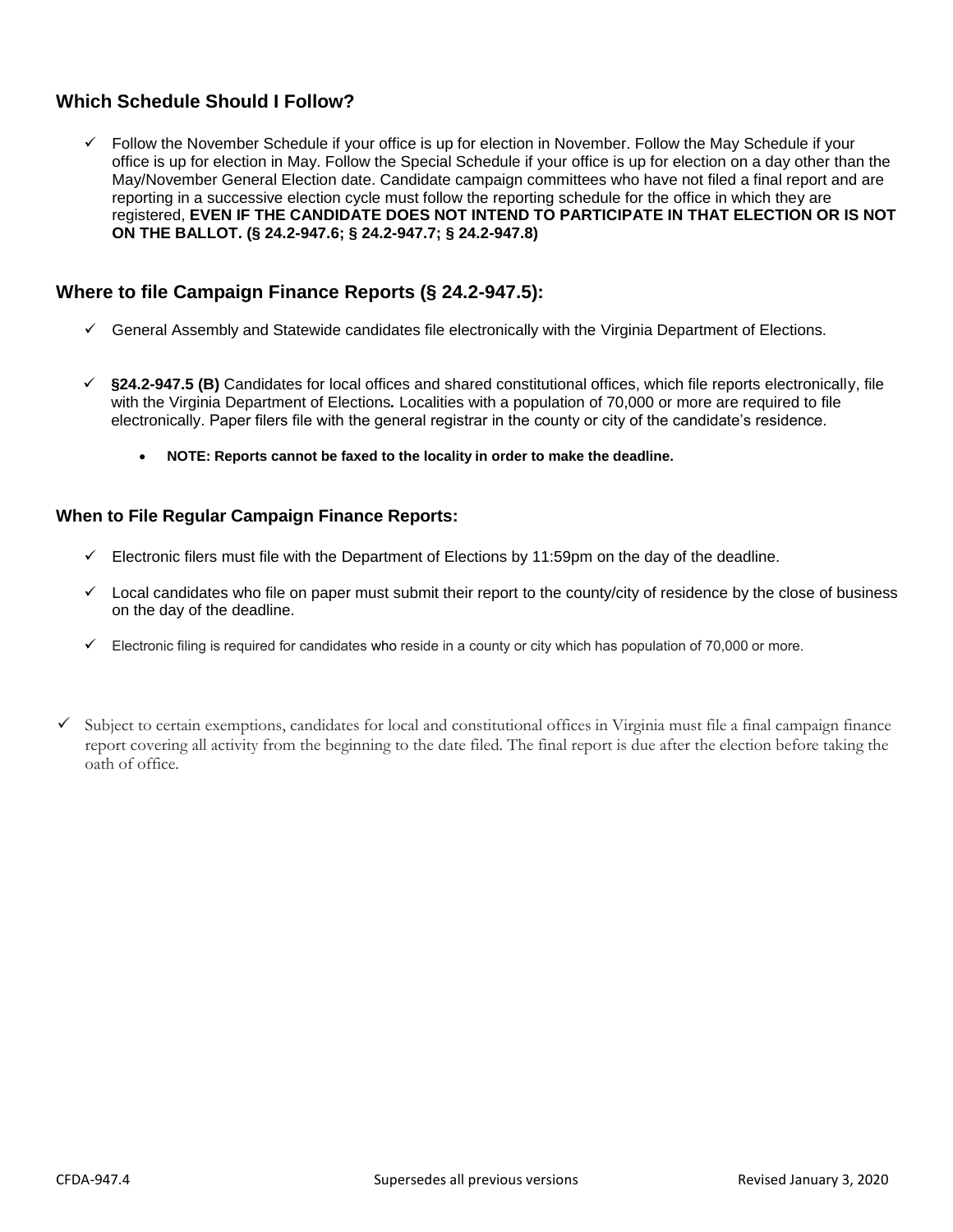## Which Schedule Should I Follow?

- ✓ Follow the November Schedule if your office is up for election in November. Follow the May Schedule if your office is up for election in May. Follow the Special Schedule if your office is up for election on a day other than the May/November General Election date. Candidate campaign committees who have not filed a final report and are reporting in a successive election cycle must follow the reporting schedule for the office in which they are registered, **EVEN IF THE CANDIDATE DOES NOT INTEND TO PARTICIPATE IN THAT ELECTION OR IS NOT ON THE BALLOT. (§ 24.2-947.6; § 24.2-947.7; § 24.2-947.8)**

## Where to file Campaign Finance Reports (§ 24.2-947.5):

- ✓ General Assembly and Statewide candidates file electronically with the Virginia Department of Elections.
- ✓ **§24.2-947.5 (B)** Candidates for local offices and shared constitutional offices, which file reports electronically, file with the Virginia Department of Elections*.* Localities with a population of 70,000 or more are required to file electronically. Paper filers file with the general registrar in the county or city of the candidate's residence.
  - **NOTE: Reports cannot be faxed to the locality in order to make the deadline.**

### When to File Regular Campaign Finance Reports:

- ✓ Electronic filers must file with the Department of Elections by 11:59pm on the day of the deadline.
- ✓ Local candidates who file on paper must submit their report to the county/city of residence by the close of business on the day of the deadline.
- ✓ Electronic filing is required for candidates who reside in a county or city which has population of 70,000 or more.

- ✓ Subject to certain exemptions, candidates for local and constitutional offices in Virginia must file a final campaign finance report covering all activity from the beginning to the date filed. The final report is due after the election before taking the oath of office.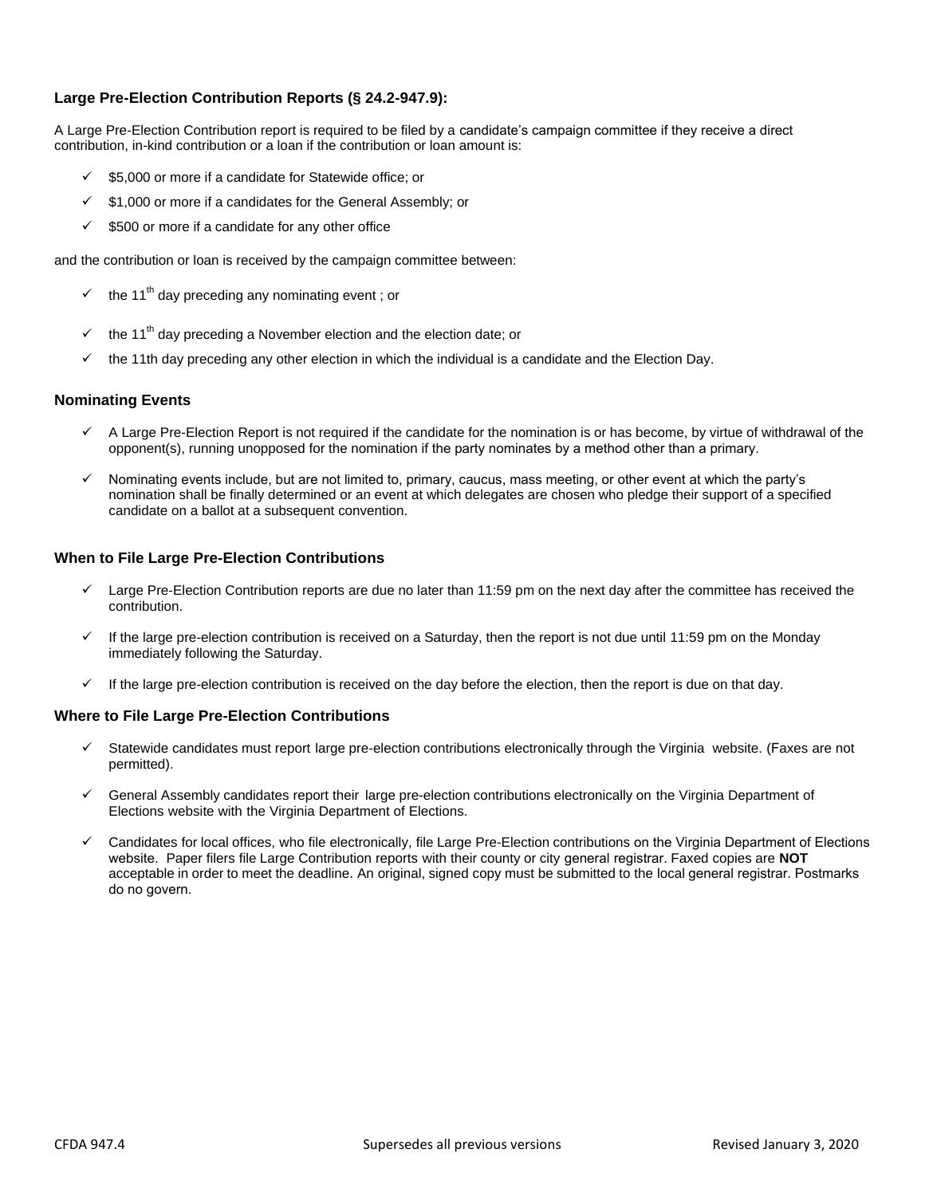### Large Pre-Election Contribution Reports (§ 24.2-947.9):

A Large Pre-Election Contribution report is required to be filed by a candidate's campaign committee if they receive a direct contribution, in-kind contribution or a loan if the contribution or loan amount is:

- ✓ $5,000 or more if a candidate for Statewide office; or
- ✓ $1,000 or more if a candidates for the General Assembly; or
- ✓ $500 or more if a candidate for any other office

and the contribution or loan is received by the campaign committee between:

- ✓ the 11th day preceding any nominating event ; or
- ✓ the 11th day preceding a November election and the election date; or
- ✓ the 11th day preceding any other election in which the individual is a candidate and the Election Day.

### Nominating Events

- ✓ A Large Pre-Election Report is not required if the candidate for the nomination is or has become, by virtue of withdrawal of the opponent(s), running unopposed for the nomination if the party nominates by a method other than a primary.
- ✓ Nominating events include, but are not limited to, primary, caucus, mass meeting, or other event at which the party's nomination shall be finally determined or an event at which delegates are chosen who pledge their support of a specified candidate on a ballot at a subsequent convention.

### When to File Large Pre-Election Contributions

- ✓ Large Pre-Election Contribution reports are due no later than 11:59 pm on the next day after the committee has received the contribution.
- ✓ If the large pre-election contribution is received on a Saturday, then the report is not due until 11:59 pm on the Monday immediately following the Saturday.
- ✓ If the large pre-election contribution is received on the day before the election, then the report is due on that day.

### Where to File Large Pre-Election Contributions

- ✓ Statewide candidates must report large pre-election contributions electronically through the Virginia website. (Faxes are not permitted).
- ✓ General Assembly candidates report their large pre-election contributions electronically on the Virginia Department of Elections website with the Virginia Department of Elections.
- ✓ Candidates for local offices, who file electronically, file Large Pre-Election contributions on the Virginia Department of Elections website. Paper filers file Large Contribution reports with their county or city general registrar. Faxed copies are **NOT** acceptable in order to meet the deadline. An original, signed copy must be submitted to the local general registrar. Postmarks do no govern.

CFDA 947.4 Supersedes all previous versions Revised January 3, 2020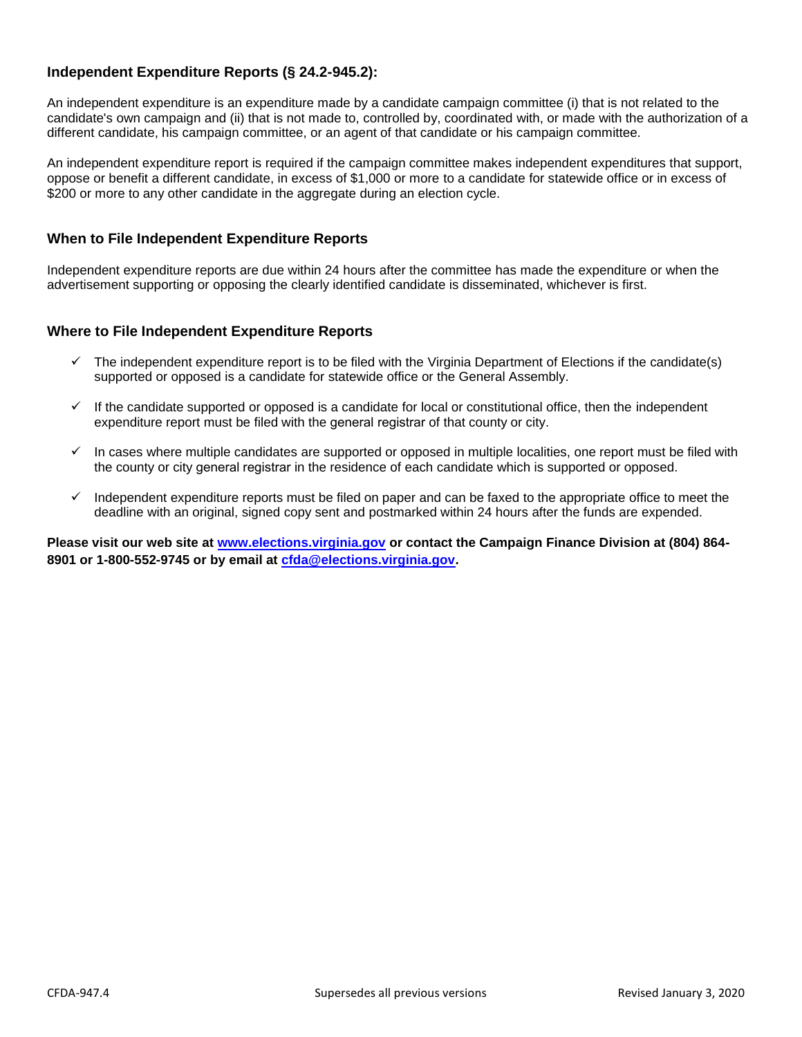### Independent Expenditure Reports (§ 24.2-945.2):

An independent expenditure is an expenditure made by a candidate campaign committee (i) that is not related to the candidate's own campaign and (ii) that is not made to, controlled by, coordinated with, or made with the authorization of a different candidate, his campaign committee, or an agent of that candidate or his campaign committee.

An independent expenditure report is required if the campaign committee makes independent expenditures that support, oppose or benefit a different candidate, in excess of $1,000 or more to a candidate for statewide office or in excess of $200 or more to any other candidate in the aggregate during an election cycle.

### When to File Independent Expenditure Reports

Independent expenditure reports are due within 24 hours after the committee has made the expenditure or when the advertisement supporting or opposing the clearly identified candidate is disseminated, whichever is first.

### Where to File Independent Expenditure Reports

- ✓ The independent expenditure report is to be filed with the Virginia Department of Elections if the candidate(s) supported or opposed is a candidate for statewide office or the General Assembly.
- ✓ If the candidate supported or opposed is a candidate for local or constitutional office, then the independent expenditure report must be filed with the general registrar of that county or city.
- ✓ In cases where multiple candidates are supported or opposed in multiple localities, one report must be filed with the county or city general registrar in the residence of each candidate which is supported or opposed.
- ✓ Independent expenditure reports must be filed on paper and can be faxed to the appropriate office to meet the deadline with an original, signed copy sent and postmarked within 24 hours after the funds are expended.

**Please visit our web site at [www.elections.virginia.gov](http://www.elections.virginia.gov) or contact the Campaign Finance Division at (804) 864-8901 or 1-800-552-9745 or by email at [cfda@elections.virginia.gov](mailto:cfda@elections.virginia.gov).**

CFDA-947.4 Supersedes all previous versions Revised January 3, 2020